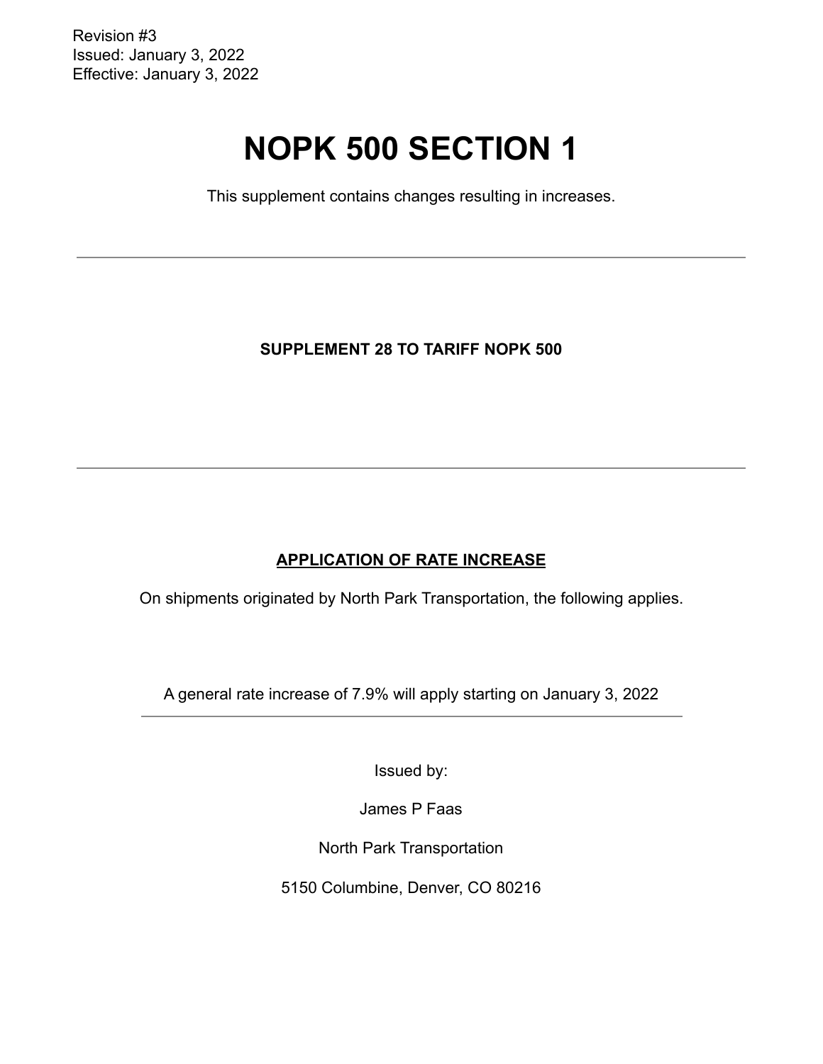Revision #3
Issued: January 3, 2022
Effective: January 3, 2022

# NOPK 500 SECTION 1

This supplement contains changes resulting in increases.

---

**SUPPLEMENT 28 TO TARIFF NOPK 500**

---

**APPLICATION OF RATE INCREASE**

On shipments originated by North Park Transportation, the following applies.

A general rate increase of 7.9% will apply starting on January 3, 2022

---

Issued by:

James P Faas

North Park Transportation

5150 Columbine, Denver, CO 80216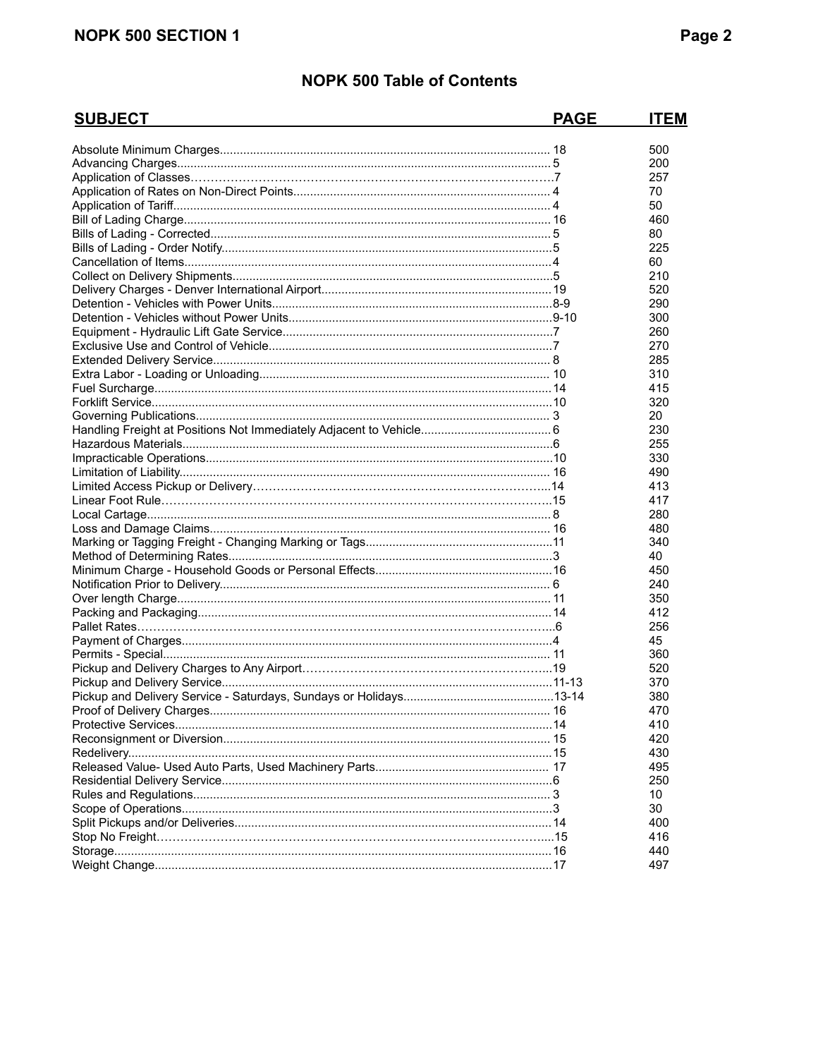# NOPK 500 Table of Contents

| SUBJECT | PAGE | ITEM |
|---|---|---|
| Absolute Minimum Charges | 18 | 500 |
| Advancing Charges | 5 | 200 |
| Application of Classes | 7 | 257 |
| Application of Rates on Non-Direct Points | 4 | 70 |
| Application of Tariff | 4 | 50 |
| Bill of Lading Charge | 16 | 460 |
| Bills of Lading - Corrected | 5 | 80 |
| Bills of Lading - Order Notify | 5 | 225 |
| Cancellation of Items | 4 | 60 |
| Collect on Delivery Shipments | 5 | 210 |
| Delivery Charges - Denver International Airport | 19 | 520 |
| Detention - Vehicles with Power Units | 8-9 | 290 |
| Detention - Vehicles without Power Units | 9-10 | 300 |
| Equipment - Hydraulic Lift Gate Service | 7 | 260 |
| Exclusive Use and Control of Vehicle | 7 | 270 |
| Extended Delivery Service | 8 | 285 |
| Extra Labor - Loading or Unloading | 10 | 310 |
| Fuel Surcharge | 14 | 415 |
| Forklift Service | 10 | 320 |
| Governing Publications | 3 | 20 |
| Handling Freight at Positions Not Immediately Adjacent to Vehicle | 6 | 230 |
| Hazardous Materials | 6 | 255 |
| Impracticable Operations | 10 | 330 |
| Limitation of Liability | 16 | 490 |
| Limited Access Pickup or Delivery | 14 | 413 |
| Linear Foot Rule | 15 | 417 |
| Local Cartage | 8 | 280 |
| Loss and Damage Claims | 16 | 480 |
| Marking or Tagging Freight - Changing Marking or Tags | 11 | 340 |
| Method of Determining Rates | 3 | 40 |
| Minimum Charge - Household Goods or Personal Effects | 16 | 450 |
| Notification Prior to Delivery | 6 | 240 |
| Over length Charge | 11 | 350 |
| Packing and Packaging | 14 | 412 |
| Pallet Rates | 6 | 256 |
| Payment of Charges | 4 | 45 |
| Permits - Special | 11 | 360 |
| Pickup and Delivery Charges to Any Airport | 19 | 520 |
| Pickup and Delivery Service | 11-13 | 370 |
| Pickup and Delivery Service - Saturdays, Sundays or Holidays | 13-14 | 380 |
| Proof of Delivery Charges | 16 | 470 |
| Protective Services | 14 | 410 |
| Reconsignment or Diversion | 15 | 420 |
| Redelivery | 15 | 430 |
| Released Value- Used Auto Parts, Used Machinery Parts | 17 | 495 |
| Residential Delivery Service | 6 | 250 |
| Rules and Regulations | 3 | 10 |
| Scope of Operations | 3 | 30 |
| Split Pickups and/or Deliveries | 14 | 400 |
| Stop No Freight | 15 | 416 |
| Storage | 16 | 440 |
| Weight Change | 17 | 497 |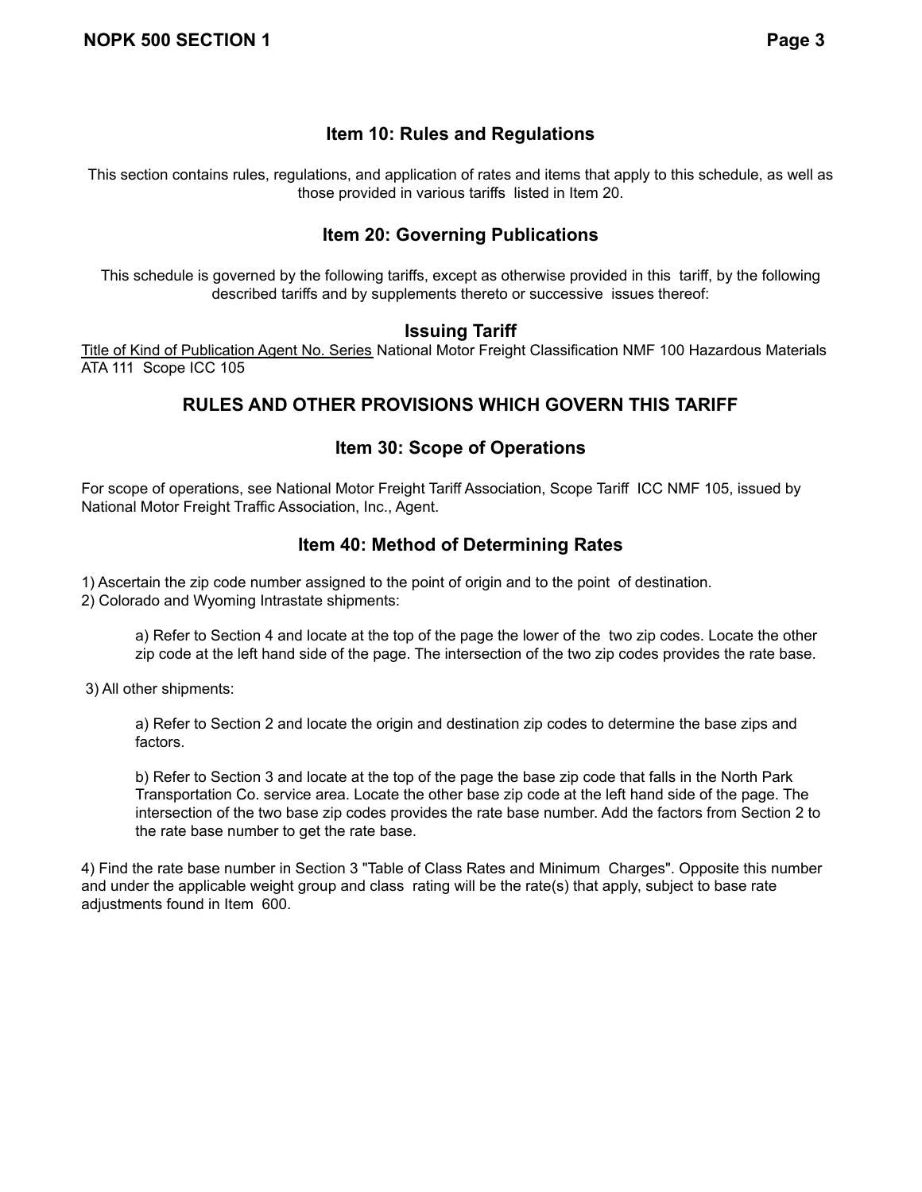## Item 10: Rules and Regulations

This section contains rules, regulations, and application of rates and items that apply to this schedule, as well as those provided in various tariffs listed in Item 20.

## Item 20: Governing Publications

This schedule is governed by the following tariffs, except as otherwise provided in this tariff, by the following described tariffs and by supplements thereto or successive issues thereof:

### Issuing Tariff

Title of Kind of Publication Agent No. Series National Motor Freight Classification NMF 100 Hazardous Materials ATA 111 Scope ICC 105

## RULES AND OTHER PROVISIONS WHICH GOVERN THIS TARIFF

## Item 30: Scope of Operations

For scope of operations, see National Motor Freight Tariff Association, Scope Tariff ICC NMF 105, issued by National Motor Freight Traffic Association, Inc., Agent.

## Item 40: Method of Determining Rates

1) Ascertain the zip code number assigned to the point of origin and to the point of destination.
2) Colorado and Wyoming Intrastate shipments:

   a) Refer to Section 4 and locate at the top of the page the lower of the two zip codes. Locate the other zip code at the left hand side of the page. The intersection of the two zip codes provides the rate base.

3) All other shipments:

   a) Refer to Section 2 and locate the origin and destination zip codes to determine the base zips and factors.

   b) Refer to Section 3 and locate at the top of the page the base zip code that falls in the North Park Transportation Co. service area. Locate the other base zip code at the left hand side of the page. The intersection of the two base zip codes provides the rate base number. Add the factors from Section 2 to the rate base number to get the rate base.

4) Find the rate base number in Section 3 "Table of Class Rates and Minimum Charges". Opposite this number and under the applicable weight group and class rating will be the rate(s) that apply, subject to base rate adjustments found in Item 600.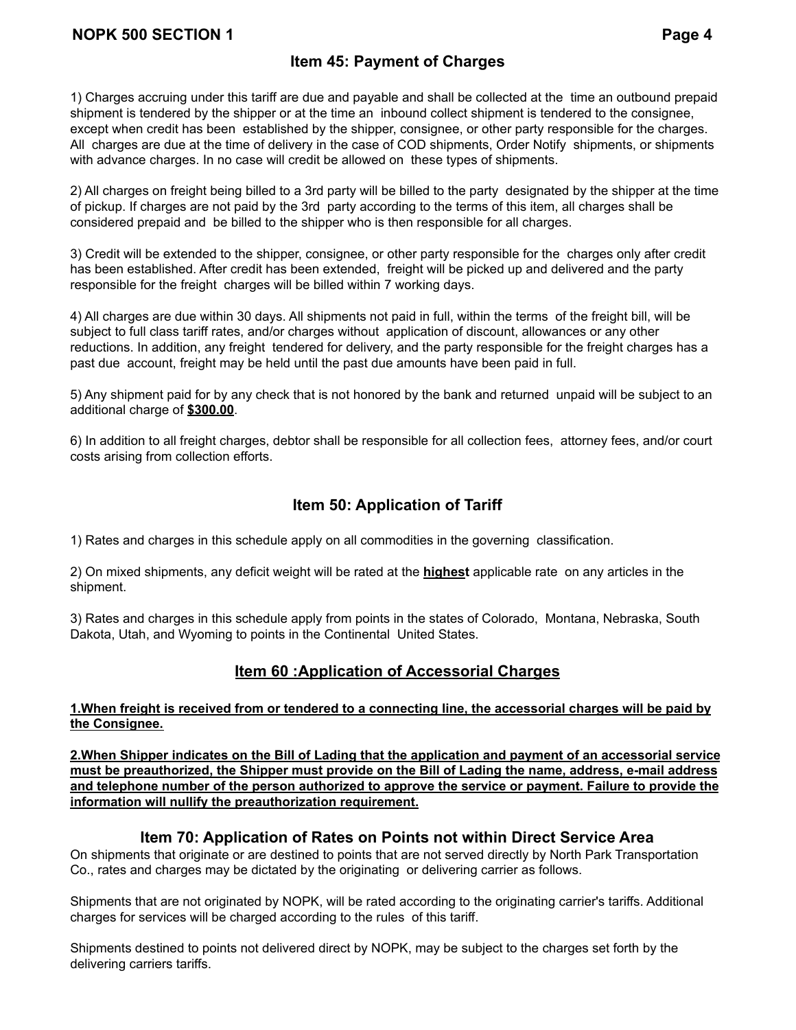## Item 45: Payment of Charges

1) Charges accruing under this tariff are due and payable and shall be collected at the time an outbound prepaid shipment is tendered by the shipper or at the time an inbound collect shipment is tendered to the consignee, except when credit has been established by the shipper, consignee, or other party responsible for the charges. All charges are due at the time of delivery in the case of COD shipments, Order Notify shipments, or shipments with advance charges. In no case will credit be allowed on these types of shipments.

2) All charges on freight being billed to a 3rd party will be billed to the party designated by the shipper at the time of pickup. If charges are not paid by the 3rd party according to the terms of this item, all charges shall be considered prepaid and be billed to the shipper who is then responsible for all charges.

3) Credit will be extended to the shipper, consignee, or other party responsible for the charges only after credit has been established. After credit has been extended, freight will be picked up and delivered and the party responsible for the freight charges will be billed within 7 working days.

4) All charges are due within 30 days. All shipments not paid in full, within the terms of the freight bill, will be subject to full class tariff rates, and/or charges without application of discount, allowances or any other reductions. In addition, any freight tendered for delivery, and the party responsible for the freight charges has a past due account, freight may be held until the past due amounts have been paid in full.

5) Any shipment paid for by any check that is not honored by the bank and returned unpaid will be subject to an additional charge of **$300.00**.

6) In addition to all freight charges, debtor shall be responsible for all collection fees, attorney fees, and/or court costs arising from collection efforts.

## Item 50: Application of Tariff

1) Rates and charges in this schedule apply on all commodities in the governing classification.

2) On mixed shipments, any deficit weight will be rated at the **highest** applicable rate on any articles in the shipment.

3) Rates and charges in this schedule apply from points in the states of Colorado, Montana, Nebraska, South Dakota, Utah, and Wyoming to points in the Continental United States.

## Item 60 :Application of Accessorial Charges

**1.When freight is received from or tendered to a connecting line, the accessorial charges will be paid by the Consignee.**

**2.When Shipper indicates on the Bill of Lading that the application and payment of an accessorial service must be preauthorized, the Shipper must provide on the Bill of Lading the name, address, e-mail address and telephone number of the person authorized to approve the service or payment. Failure to provide the information will nullify the preauthorization requirement.**

## Item 70: Application of Rates on Points not within Direct Service Area

On shipments that originate or are destined to points that are not served directly by North Park Transportation Co., rates and charges may be dictated by the originating or delivering carrier as follows.

Shipments that are not originated by NOPK, will be rated according to the originating carrier's tariffs. Additional charges for services will be charged according to the rules of this tariff.

Shipments destined to points not delivered direct by NOPK, may be subject to the charges set forth by the delivering carriers tariffs.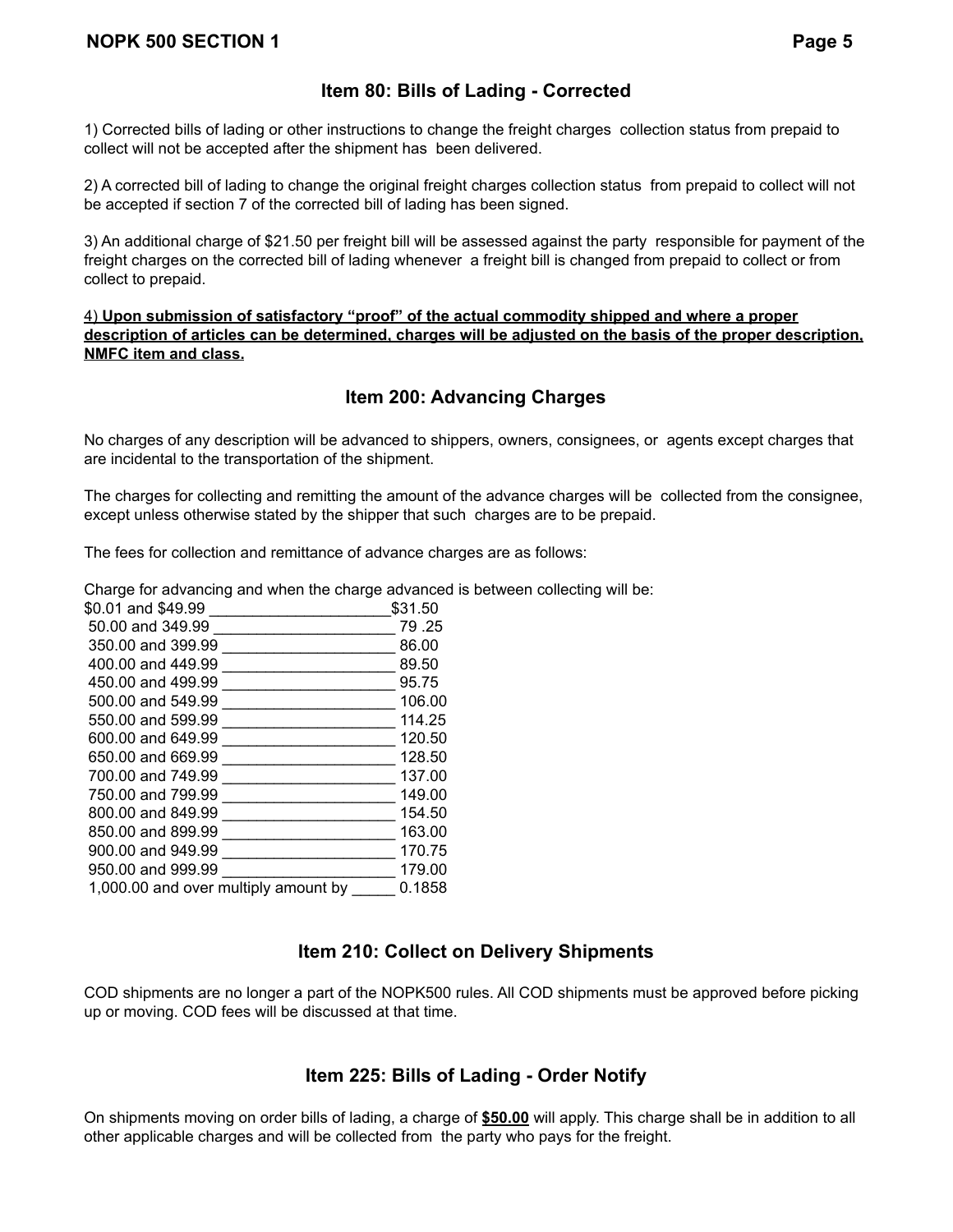## Item 80: Bills of Lading - Corrected

1) Corrected bills of lading or other instructions to change the freight charges collection status from prepaid to collect will not be accepted after the shipment has been delivered.

2) A corrected bill of lading to change the original freight charges collection status from prepaid to collect will not be accepted if section 7 of the corrected bill of lading has been signed.

3) An additional charge of $21.50 per freight bill will be assessed against the party responsible for payment of the freight charges on the corrected bill of lading whenever a freight bill is changed from prepaid to collect or from collect to prepaid.

4) **Upon submission of satisfactory "proof" of the actual commodity shipped and where a proper description of articles can be determined, charges will be adjusted on the basis of the proper description, NMFC item and class.**

## Item 200: Advancing Charges

No charges of any description will be advanced to shippers, owners, consignees, or agents except charges that are incidental to the transportation of the shipment.

The charges for collecting and remitting the amount of the advance charges will be collected from the consignee, except unless otherwise stated by the shipper that such charges are to be prepaid.

The fees for collection and remittance of advance charges are as follows:

Charge for advancing and when the charge advanced is between collecting will be:

| Amount Advanced | Charge |
|---|---|
| $0.01 and $49.99 | $31.50 |
| 50.00 and 349.99 | 79 .25 |
| 350.00 and 399.99 | 86.00 |
| 400.00 and 449.99 | 89.50 |
| 450.00 and 499.99 | 95.75 |
| 500.00 and 549.99 | 106.00 |
| 550.00 and 599.99 | 114.25 |
| 600.00 and 649.99 | 120.50 |
| 650.00 and 669.99 | 128.50 |
| 700.00 and 749.99 | 137.00 |
| 750.00 and 799.99 | 149.00 |
| 800.00 and 849.99 | 154.50 |
| 850.00 and 899.99 | 163.00 |
| 900.00 and 949.99 | 170.75 |
| 950.00 and 999.99 | 179.00 |
| 1,000.00 and over multiply amount by | 0.1858 |

## Item 210: Collect on Delivery Shipments

COD shipments are no longer a part of the NOPK500 rules. All COD shipments must be approved before picking up or moving. COD fees will be discussed at that time.

## Item 225: Bills of Lading - Order Notify

On shipments moving on order bills of lading, a charge of **$50.00** will apply. This charge shall be in addition to all other applicable charges and will be collected from the party who pays for the freight.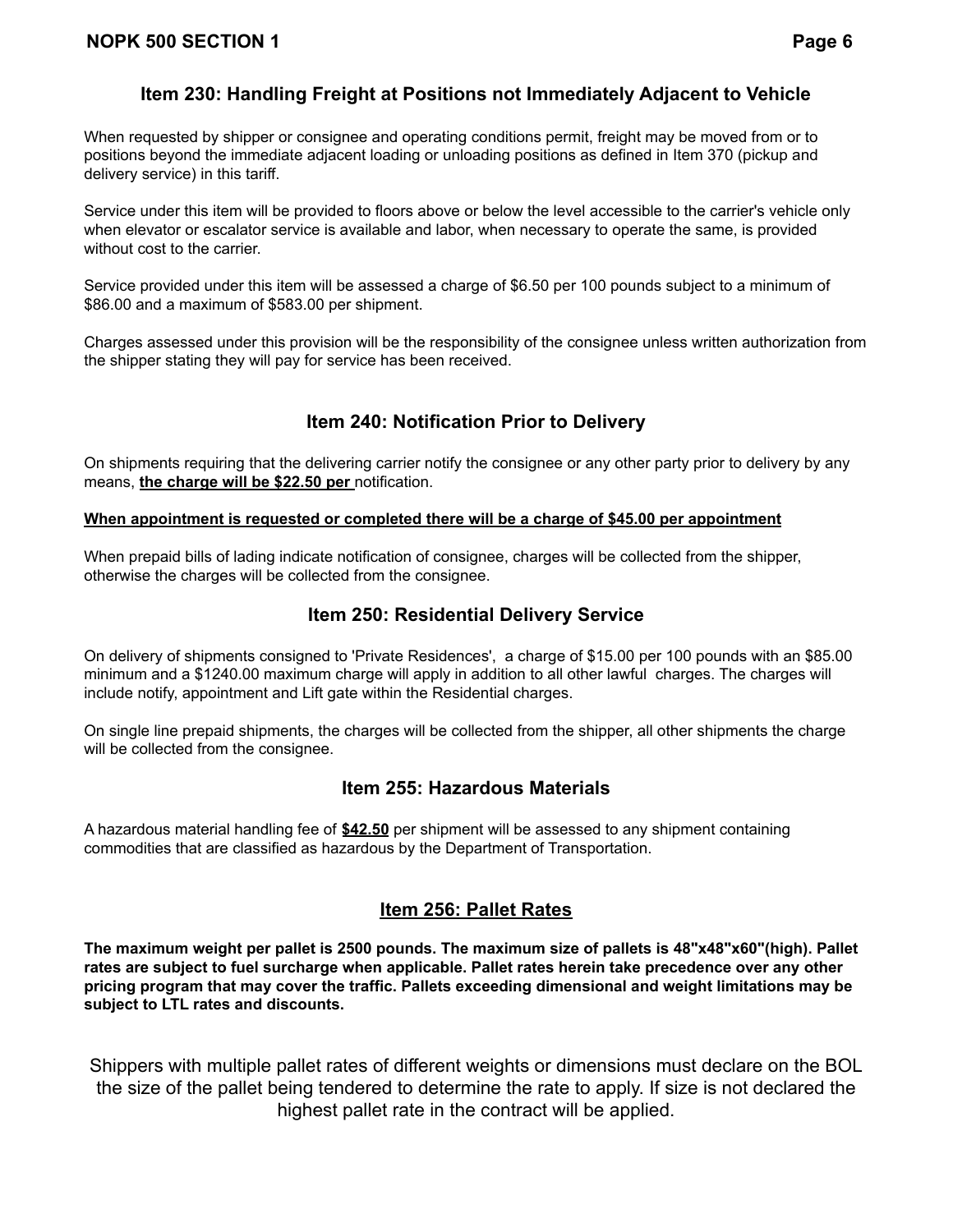## Item 230: Handling Freight at Positions not Immediately Adjacent to Vehicle

When requested by shipper or consignee and operating conditions permit, freight may be moved from or to positions beyond the immediate adjacent loading or unloading positions as defined in Item 370 (pickup and delivery service) in this tariff.

Service under this item will be provided to floors above or below the level accessible to the carrier's vehicle only when elevator or escalator service is available and labor, when necessary to operate the same, is provided without cost to the carrier.

Service provided under this item will be assessed a charge of $6.50 per 100 pounds subject to a minimum of $86.00 and a maximum of $583.00 per shipment.

Charges assessed under this provision will be the responsibility of the consignee unless written authorization from the shipper stating they will pay for service has been received.

## Item 240: Notification Prior to Delivery

On shipments requiring that the delivering carrier notify the consignee or any other party prior to delivery by any means, **the charge will be $22.50 per** notification.

**When appointment is requested or completed there will be a charge of $45.00 per appointment**

When prepaid bills of lading indicate notification of consignee, charges will be collected from the shipper, otherwise the charges will be collected from the consignee.

## Item 250: Residential Delivery Service

On delivery of shipments consigned to 'Private Residences', a charge of $15.00 per 100 pounds with an $85.00 minimum and a $1240.00 maximum charge will apply in addition to all other lawful charges. The charges will include notify, appointment and Lift gate within the Residential charges.

On single line prepaid shipments, the charges will be collected from the shipper, all other shipments the charge will be collected from the consignee.

## Item 255: Hazardous Materials

A hazardous material handling fee of **$42.50** per shipment will be assessed to any shipment containing commodities that are classified as hazardous by the Department of Transportation.

## Item 256: Pallet Rates

**The maximum weight per pallet is 2500 pounds. The maximum size of pallets is 48"x48"x60"(high). Pallet rates are subject to fuel surcharge when applicable. Pallet rates herein take precedence over any other pricing program that may cover the traffic. Pallets exceeding dimensional and weight limitations may be subject to LTL rates and discounts.**

Shippers with multiple pallet rates of different weights or dimensions must declare on the BOL the size of the pallet being tendered to determine the rate to apply. If size is not declared the highest pallet rate in the contract will be applied.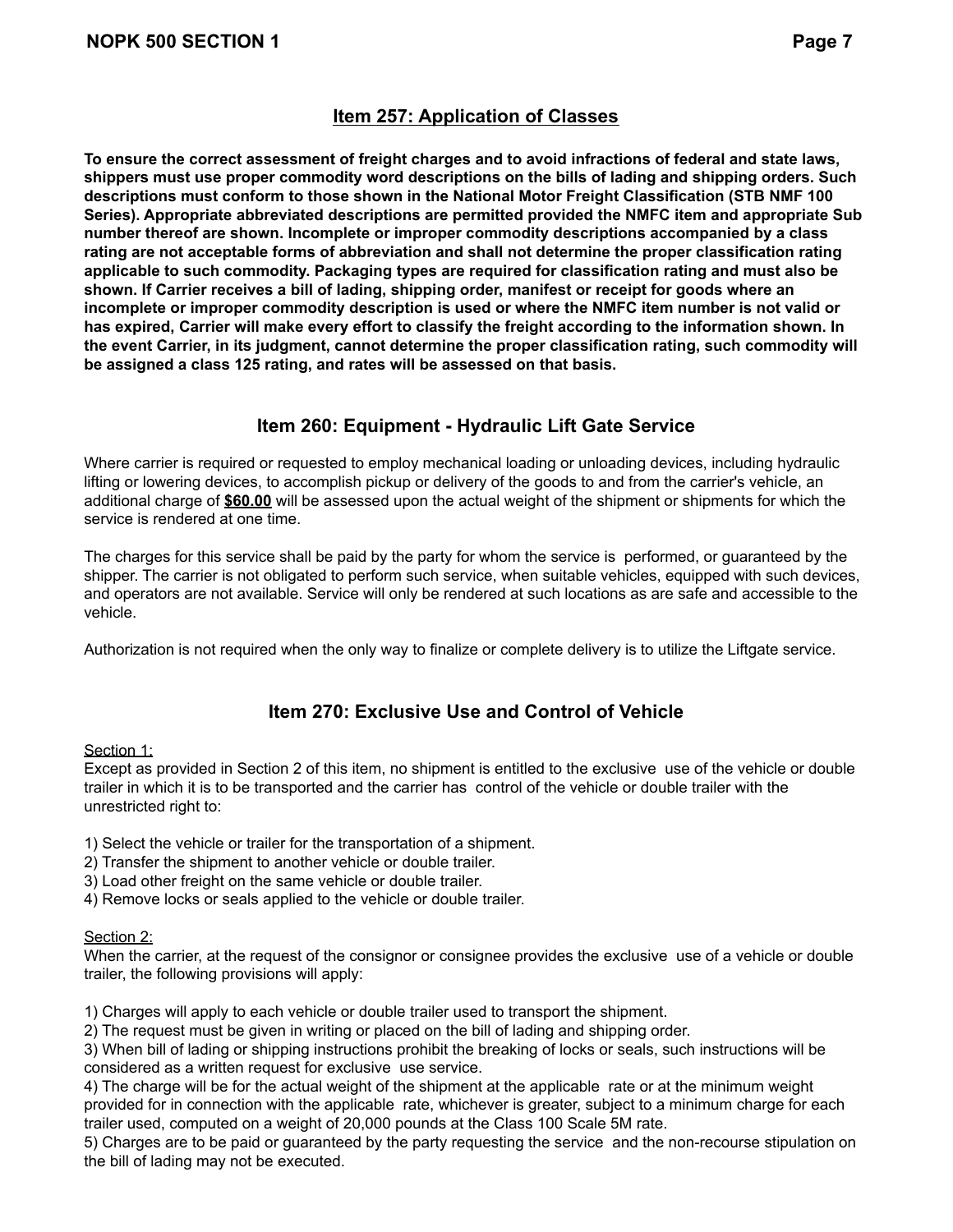## Item 257: Application of Classes

**To ensure the correct assessment of freight charges and to avoid infractions of federal and state laws, shippers must use proper commodity word descriptions on the bills of lading and shipping orders. Such descriptions must conform to those shown in the National Motor Freight Classification (STB NMF 100 Series). Appropriate abbreviated descriptions are permitted provided the NMFC item and appropriate Sub number thereof are shown. Incomplete or improper commodity descriptions accompanied by a class rating are not acceptable forms of abbreviation and shall not determine the proper classification rating applicable to such commodity. Packaging types are required for classification rating and must also be shown. If Carrier receives a bill of lading, shipping order, manifest or receipt for goods where an incomplete or improper commodity description is used or where the NMFC item number is not valid or has expired, Carrier will make every effort to classify the freight according to the information shown. In the event Carrier, in its judgment, cannot determine the proper classification rating, such commodity will be assigned a class 125 rating, and rates will be assessed on that basis.**

## Item 260: Equipment - Hydraulic Lift Gate Service

Where carrier is required or requested to employ mechanical loading or unloading devices, including hydraulic lifting or lowering devices, to accomplish pickup or delivery of the goods to and from the carrier's vehicle, an additional charge of **$60.00** will be assessed upon the actual weight of the shipment or shipments for which the service is rendered at one time.

The charges for this service shall be paid by the party for whom the service is performed, or guaranteed by the shipper. The carrier is not obligated to perform such service, when suitable vehicles, equipped with such devices, and operators are not available. Service will only be rendered at such locations as are safe and accessible to the vehicle.

Authorization is not required when the only way to finalize or complete delivery is to utilize the Liftgate service.

## Item 270: Exclusive Use and Control of Vehicle

Section 1:

Except as provided in Section 2 of this item, no shipment is entitled to the exclusive use of the vehicle or double trailer in which it is to be transported and the carrier has control of the vehicle or double trailer with the unrestricted right to:

1) Select the vehicle or trailer for the transportation of a shipment.
2) Transfer the shipment to another vehicle or double trailer.
3) Load other freight on the same vehicle or double trailer.
4) Remove locks or seals applied to the vehicle or double trailer.

Section 2:

When the carrier, at the request of the consignor or consignee provides the exclusive use of a vehicle or double trailer, the following provisions will apply:

1) Charges will apply to each vehicle or double trailer used to transport the shipment.
2) The request must be given in writing or placed on the bill of lading and shipping order.
3) When bill of lading or shipping instructions prohibit the breaking of locks or seals, such instructions will be considered as a written request for exclusive use service.
4) The charge will be for the actual weight of the shipment at the applicable rate or at the minimum weight provided for in connection with the applicable rate, whichever is greater, subject to a minimum charge for each trailer used, computed on a weight of 20,000 pounds at the Class 100 Scale 5M rate.
5) Charges are to be paid or guaranteed by the party requesting the service and the non-recourse stipulation on the bill of lading may not be executed.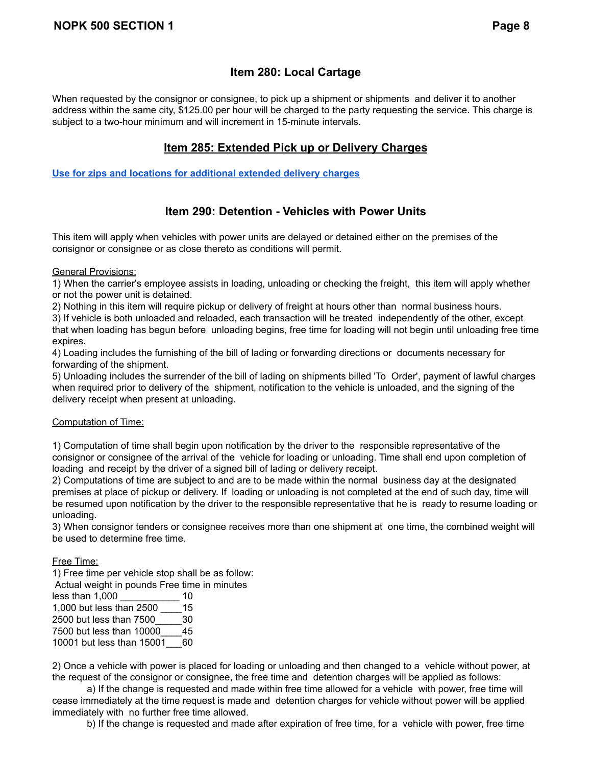## Item 280: Local Cartage

When requested by the consignor or consignee, to pick up a shipment or shipments and deliver it to another address within the same city, $125.00 per hour will be charged to the party requesting the service. This charge is subject to a two-hour minimum and will increment in 15-minute intervals.

## Item 285: Extended Pick up or Delivery Charges

**Use for zips and locations for additional extended delivery charges**

## Item 290: Detention - Vehicles with Power Units

This item will apply when vehicles with power units are delayed or detained either on the premises of the consignor or consignee or as close thereto as conditions will permit.

General Provisions:

1) When the carrier's employee assists in loading, unloading or checking the freight, this item will apply whether or not the power unit is detained.
2) Nothing in this item will require pickup or delivery of freight at hours other than normal business hours.
3) If vehicle is both unloaded and reloaded, each transaction will be treated independently of the other, except that when loading has begun before unloading begins, free time for loading will not begin until unloading free time expires.
4) Loading includes the furnishing of the bill of lading or forwarding directions or documents necessary for forwarding of the shipment.
5) Unloading includes the surrender of the bill of lading on shipments billed 'To Order', payment of lawful charges when required prior to delivery of the shipment, notification to the vehicle is unloaded, and the signing of the delivery receipt when present at unloading.

Computation of Time:

1) Computation of time shall begin upon notification by the driver to the responsible representative of the consignor or consignee of the arrival of the vehicle for loading or unloading. Time shall end upon completion of loading and receipt by the driver of a signed bill of lading or delivery receipt.
2) Computations of time are subject to and are to be made within the normal business day at the designated premises at place of pickup or delivery. If loading or unloading is not completed at the end of such day, time will be resumed upon notification by the driver to the responsible representative that he is ready to resume loading or unloading.
3) When consignor tenders or consignee receives more than one shipment at one time, the combined weight will be used to determine free time.

Free Time:

1) Free time per vehicle stop shall be as follow:

| Actual weight in pounds | Free time in minutes |
|---|---|
| less than 1,000 | 10 |
| 1,000 but less than 2500 | 15 |
| 2500 but less than 7500 | 30 |
| 7500 but less than 10000 | 45 |
| 10001 but less than 15001 | 60 |

2) Once a vehicle with power is placed for loading or unloading and then changed to a vehicle without power, at the request of the consignor or consignee, the free time and detention charges will be applied as follows:

a) If the change is requested and made within free time allowed for a vehicle with power, free time will cease immediately at the time request is made and detention charges for vehicle without power will be applied immediately with no further free time allowed.

b) If the change is requested and made after expiration of free time, for a vehicle with power, free time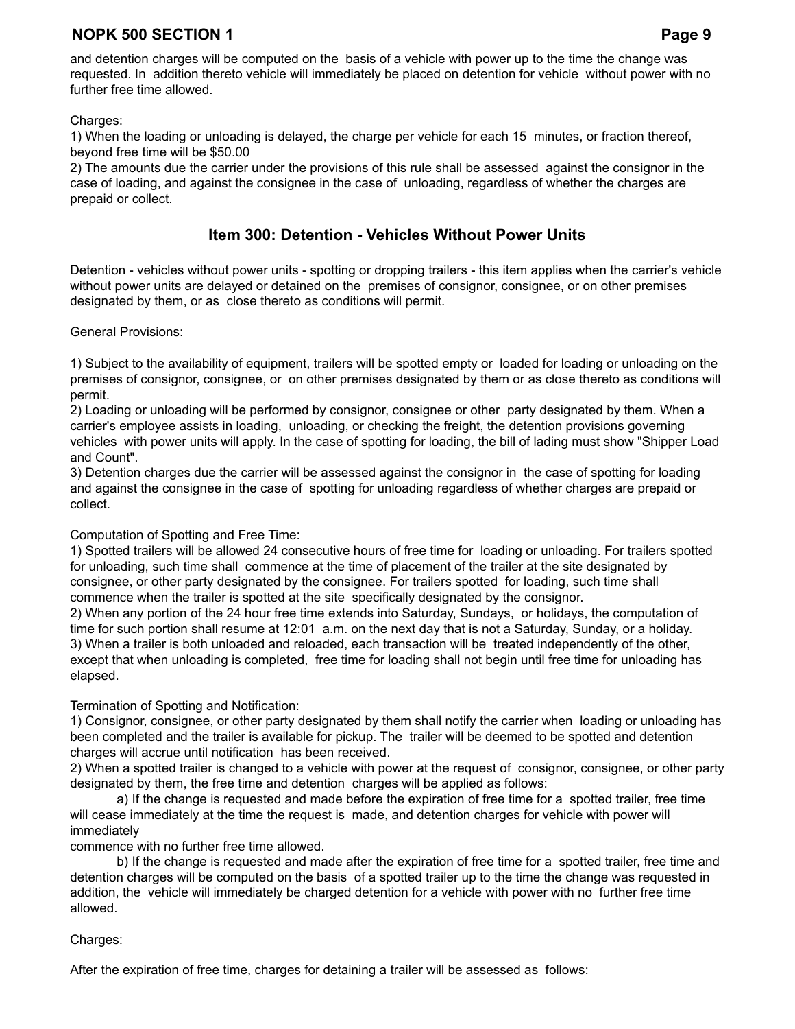and detention charges will be computed on the basis of a vehicle with power up to the time the change was requested. In addition thereto vehicle will immediately be placed on detention for vehicle without power with no further free time allowed.

Charges:

1) When the loading or unloading is delayed, the charge per vehicle for each 15 minutes, or fraction thereof, beyond free time will be $50.00
2) The amounts due the carrier under the provisions of this rule shall be assessed against the consignor in the case of loading, and against the consignee in the case of unloading, regardless of whether the charges are prepaid or collect.

## Item 300: Detention - Vehicles Without Power Units

Detention - vehicles without power units - spotting or dropping trailers - this item applies when the carrier's vehicle without power units are delayed or detained on the premises of consignor, consignee, or on other premises designated by them, or as close thereto as conditions will permit.

General Provisions:

1) Subject to the availability of equipment, trailers will be spotted empty or loaded for loading or unloading on the premises of consignor, consignee, or on other premises designated by them or as close thereto as conditions will permit.
2) Loading or unloading will be performed by consignor, consignee or other party designated by them. When a carrier's employee assists in loading, unloading, or checking the freight, the detention provisions governing vehicles with power units will apply. In the case of spotting for loading, the bill of lading must show "Shipper Load and Count".
3) Detention charges due the carrier will be assessed against the consignor in the case of spotting for loading and against the consignee in the case of spotting for unloading regardless of whether charges are prepaid or collect.

Computation of Spotting and Free Time:

1) Spotted trailers will be allowed 24 consecutive hours of free time for loading or unloading. For trailers spotted for unloading, such time shall commence at the time of placement of the trailer at the site designated by consignee, or other party designated by the consignee. For trailers spotted for loading, such time shall commence when the trailer is spotted at the site specifically designated by the consignor.
2) When any portion of the 24 hour free time extends into Saturday, Sundays, or holidays, the computation of time for such portion shall resume at 12:01 a.m. on the next day that is not a Saturday, Sunday, or a holiday.
3) When a trailer is both unloaded and reloaded, each transaction will be treated independently of the other, except that when unloading is completed, free time for loading shall not begin until free time for unloading has elapsed.

Termination of Spotting and Notification:

1) Consignor, consignee, or other party designated by them shall notify the carrier when loading or unloading has been completed and the trailer is available for pickup. The trailer will be deemed to be spotted and detention charges will accrue until notification has been received.
2) When a spotted trailer is changed to a vehicle with power at the request of consignor, consignee, or other party designated by them, the free time and detention charges will be applied as follows:
   a) If the change is requested and made before the expiration of free time for a spotted trailer, free time will cease immediately at the time the request is made, and detention charges for vehicle with power will immediately commence with no further free time allowed.
   b) If the change is requested and made after the expiration of free time for a spotted trailer, free time and detention charges will be computed on the basis of a spotted trailer up to the time the change was requested in addition, the vehicle will immediately be charged detention for a vehicle with power with no further free time allowed.

Charges:

After the expiration of free time, charges for detaining a trailer will be assessed as follows: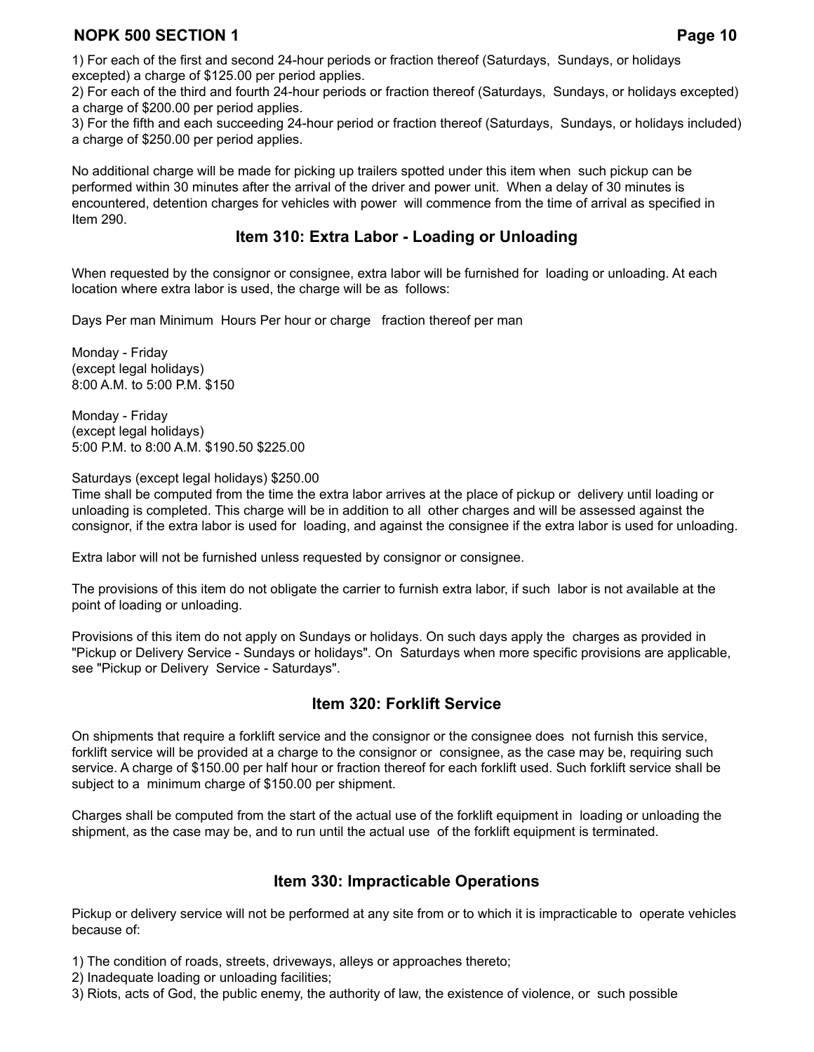1) For each of the first and second 24-hour periods or fraction thereof (Saturdays, Sundays, or holidays excepted) a charge of $125.00 per period applies.
2) For each of the third and fourth 24-hour periods or fraction thereof (Saturdays, Sundays, or holidays excepted) a charge of $200.00 per period applies.
3) For the fifth and each succeeding 24-hour period or fraction thereof (Saturdays, Sundays, or holidays included) a charge of $250.00 per period applies.

No additional charge will be made for picking up trailers spotted under this item when such pickup can be performed within 30 minutes after the arrival of the driver and power unit. When a delay of 30 minutes is encountered, detention charges for vehicles with power will commence from the time of arrival as specified in Item 290.

## Item 310: Extra Labor - Loading or Unloading

When requested by the consignor or consignee, extra labor will be furnished for loading or unloading. At each location where extra labor is used, the charge will be as follows:

Days Per man Minimum Hours Per hour or charge fraction thereof per man

Monday - Friday
(except legal holidays)
8:00 A.M. to 5:00 P.M. $150

Monday - Friday
(except legal holidays)
5:00 P.M. to 8:00 A.M. $190.50 $225.00

Saturdays (except legal holidays) $250.00
Time shall be computed from the time the extra labor arrives at the place of pickup or delivery until loading or unloading is completed. This charge will be in addition to all other charges and will be assessed against the consignor, if the extra labor is used for loading, and against the consignee if the extra labor is used for unloading.

Extra labor will not be furnished unless requested by consignor or consignee.

The provisions of this item do not obligate the carrier to furnish extra labor, if such labor is not available at the point of loading or unloading.

Provisions of this item do not apply on Sundays or holidays. On such days apply the charges as provided in "Pickup or Delivery Service - Sundays or holidays". On Saturdays when more specific provisions are applicable, see "Pickup or Delivery Service - Saturdays".

## Item 320: Forklift Service

On shipments that require a forklift service and the consignor or the consignee does not furnish this service, forklift service will be provided at a charge to the consignor or consignee, as the case may be, requiring such service. A charge of $150.00 per half hour or fraction thereof for each forklift used. Such forklift service shall be subject to a minimum charge of $150.00 per shipment.

Charges shall be computed from the start of the actual use of the forklift equipment in loading or unloading the shipment, as the case may be, and to run until the actual use of the forklift equipment is terminated.

## Item 330: Impracticable Operations

Pickup or delivery service will not be performed at any site from or to which it is impracticable to operate vehicles because of:

1) The condition of roads, streets, driveways, alleys or approaches thereto;
2) Inadequate loading or unloading facilities;
3) Riots, acts of God, the public enemy, the authority of law, the existence of violence, or such possible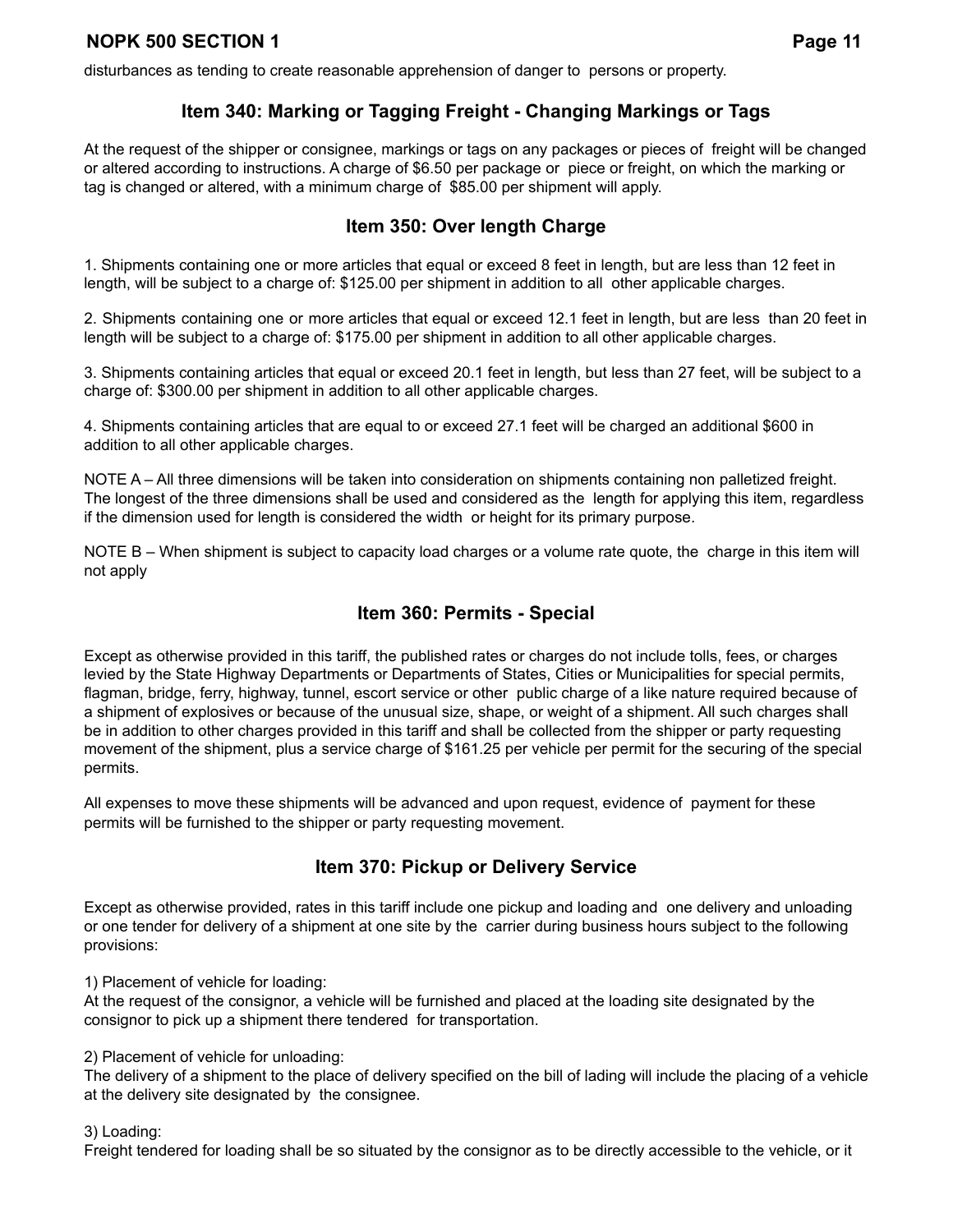disturbances as tending to create reasonable apprehension of danger to persons or property.

## Item 340: Marking or Tagging Freight - Changing Markings or Tags

At the request of the shipper or consignee, markings or tags on any packages or pieces of freight will be changed or altered according to instructions. A charge of $6.50 per package or piece or freight, on which the marking or tag is changed or altered, with a minimum charge of $85.00 per shipment will apply.

## Item 350: Over length Charge

1. Shipments containing one or more articles that equal or exceed 8 feet in length, but are less than 12 feet in length, will be subject to a charge of: $125.00 per shipment in addition to all other applicable charges.

2. Shipments containing one or more articles that equal or exceed 12.1 feet in length, but are less than 20 feet in length will be subject to a charge of: $175.00 per shipment in addition to all other applicable charges.

3. Shipments containing articles that equal or exceed 20.1 feet in length, but less than 27 feet, will be subject to a charge of: $300.00 per shipment in addition to all other applicable charges.

4. Shipments containing articles that are equal to or exceed 27.1 feet will be charged an additional $600 in addition to all other applicable charges.

NOTE A – All three dimensions will be taken into consideration on shipments containing non palletized freight. The longest of the three dimensions shall be used and considered as the length for applying this item, regardless if the dimension used for length is considered the width or height for its primary purpose.

NOTE B – When shipment is subject to capacity load charges or a volume rate quote, the charge in this item will not apply

## Item 360: Permits - Special

Except as otherwise provided in this tariff, the published rates or charges do not include tolls, fees, or charges levied by the State Highway Departments or Departments of States, Cities or Municipalities for special permits, flagman, bridge, ferry, highway, tunnel, escort service or other public charge of a like nature required because of a shipment of explosives or because of the unusual size, shape, or weight of a shipment. All such charges shall be in addition to other charges provided in this tariff and shall be collected from the shipper or party requesting movement of the shipment, plus a service charge of $161.25 per vehicle per permit for the securing of the special permits.

All expenses to move these shipments will be advanced and upon request, evidence of payment for these permits will be furnished to the shipper or party requesting movement.

## Item 370: Pickup or Delivery Service

Except as otherwise provided, rates in this tariff include one pickup and loading and one delivery and unloading or one tender for delivery of a shipment at one site by the carrier during business hours subject to the following provisions:

1) Placement of vehicle for loading:
At the request of the consignor, a vehicle will be furnished and placed at the loading site designated by the consignor to pick up a shipment there tendered for transportation.

2) Placement of vehicle for unloading:
The delivery of a shipment to the place of delivery specified on the bill of lading will include the placing of a vehicle at the delivery site designated by the consignee.

3) Loading:
Freight tendered for loading shall be so situated by the consignor as to be directly accessible to the vehicle, or it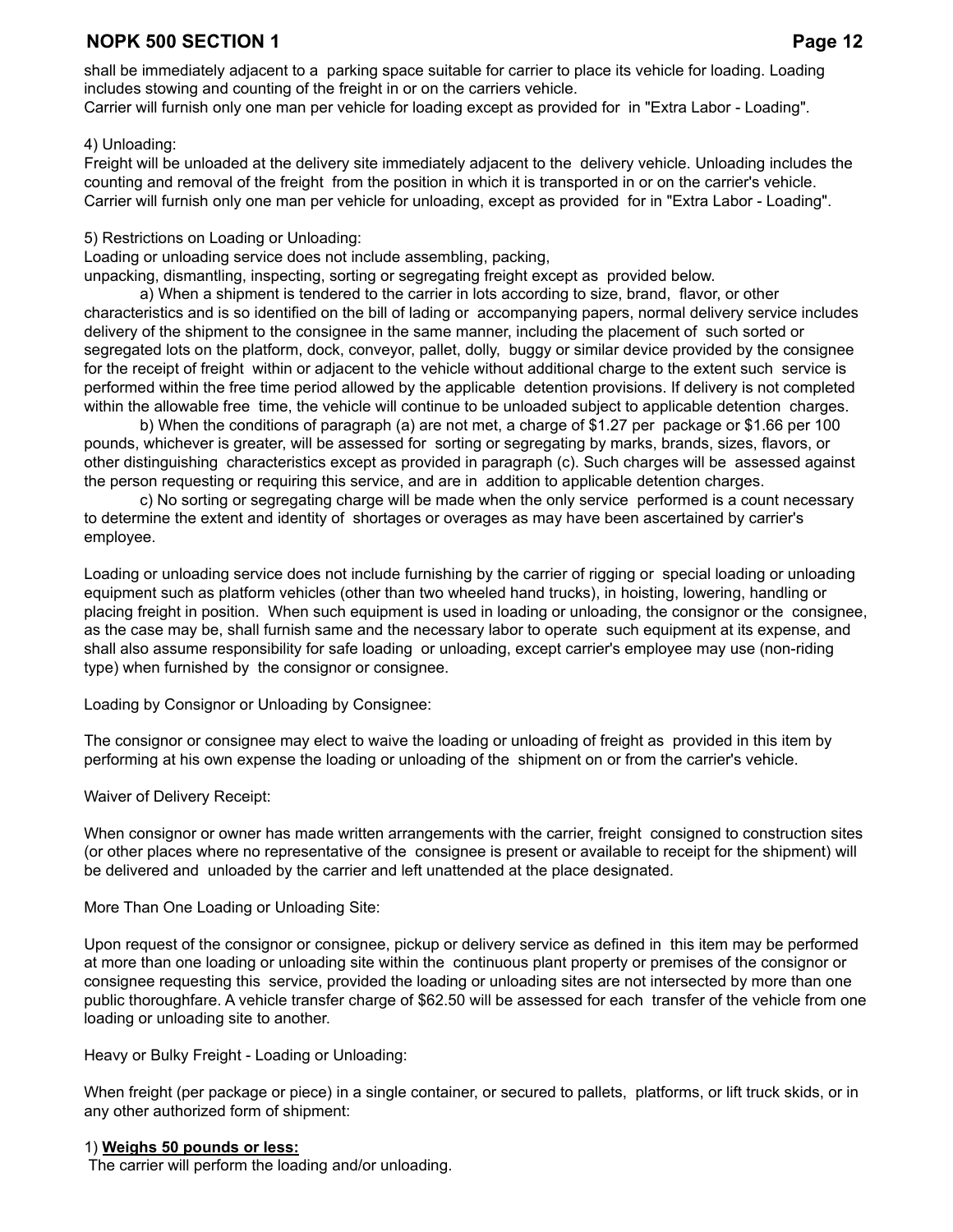shall be immediately adjacent to a parking space suitable for carrier to place its vehicle for loading. Loading includes stowing and counting of the freight in or on the carriers vehicle.
Carrier will furnish only one man per vehicle for loading except as provided for in "Extra Labor - Loading".

4) Unloading:
Freight will be unloaded at the delivery site immediately adjacent to the delivery vehicle. Unloading includes the counting and removal of the freight from the position in which it is transported in or on the carrier's vehicle. Carrier will furnish only one man per vehicle for unloading, except as provided for in "Extra Labor - Loading".

5) Restrictions on Loading or Unloading:
Loading or unloading service does not include assembling, packing, unpacking, dismantling, inspecting, sorting or segregating freight except as provided below.

a) When a shipment is tendered to the carrier in lots according to size, brand, flavor, or other characteristics and is so identified on the bill of lading or accompanying papers, normal delivery service includes delivery of the shipment to the consignee in the same manner, including the placement of such sorted or segregated lots on the platform, dock, conveyor, pallet, dolly, buggy or similar device provided by the consignee for the receipt of freight within or adjacent to the vehicle without additional charge to the extent such service is performed within the free time period allowed by the applicable detention provisions. If delivery is not completed within the allowable free time, the vehicle will continue to be unloaded subject to applicable detention charges.

b) When the conditions of paragraph (a) are not met, a charge of $1.27 per package or $1.66 per 100 pounds, whichever is greater, will be assessed for sorting or segregating by marks, brands, sizes, flavors, or other distinguishing characteristics except as provided in paragraph (c). Such charges will be assessed against the person requesting or requiring this service, and are in addition to applicable detention charges.

c) No sorting or segregating charge will be made when the only service performed is a count necessary to determine the extent and identity of shortages or overages as may have been ascertained by carrier's employee.

Loading or unloading service does not include furnishing by the carrier of rigging or special loading or unloading equipment such as platform vehicles (other than two wheeled hand trucks), in hoisting, lowering, handling or placing freight in position. When such equipment is used in loading or unloading, the consignor or the consignee, as the case may be, shall furnish same and the necessary labor to operate such equipment at its expense, and shall also assume responsibility for safe loading or unloading, except carrier's employee may use (non-riding type) when furnished by the consignor or consignee.

Loading by Consignor or Unloading by Consignee:

The consignor or consignee may elect to waive the loading or unloading of freight as provided in this item by performing at his own expense the loading or unloading of the shipment on or from the carrier's vehicle.

Waiver of Delivery Receipt:

When consignor or owner has made written arrangements with the carrier, freight consigned to construction sites (or other places where no representative of the consignee is present or available to receipt for the shipment) will be delivered and unloaded by the carrier and left unattended at the place designated.

More Than One Loading or Unloading Site:

Upon request of the consignor or consignee, pickup or delivery service as defined in this item may be performed at more than one loading or unloading site within the continuous plant property or premises of the consignor or consignee requesting this service, provided the loading or unloading sites are not intersected by more than one public thoroughfare. A vehicle transfer charge of $62.50 will be assessed for each transfer of the vehicle from one loading or unloading site to another.

Heavy or Bulky Freight - Loading or Unloading:

When freight (per package or piece) in a single container, or secured to pallets, platforms, or lift truck skids, or in any other authorized form of shipment:

1) **Weighs 50 pounds or less:**
The carrier will perform the loading and/or unloading.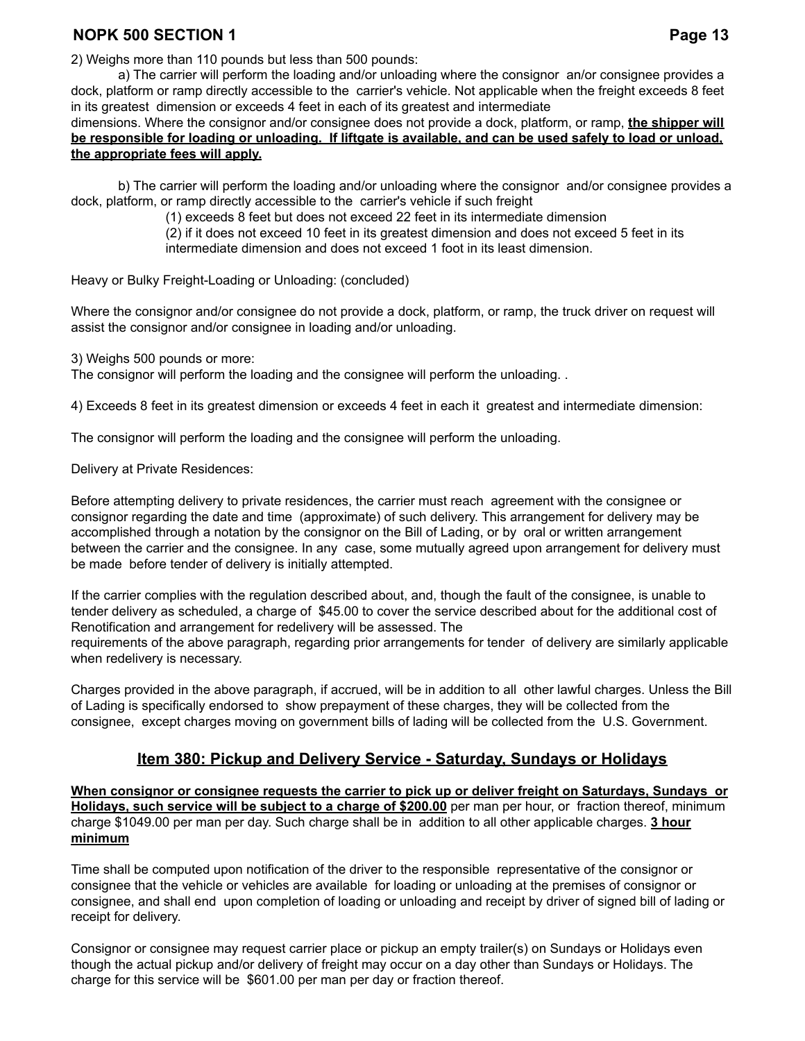2) Weighs more than 110 pounds but less than 500 pounds:

a) The carrier will perform the loading and/or unloading where the consignor an/or consignee provides a dock, platform or ramp directly accessible to the carrier's vehicle. Not applicable when the freight exceeds 8 feet in its greatest dimension or exceeds 4 feet in each of its greatest and intermediate dimensions. Where the consignor and/or consignee does not provide a dock, platform, or ramp, **the shipper will be responsible for loading or unloading. If liftgate is available, and can be used safely to load or unload, the appropriate fees will apply.**

b) The carrier will perform the loading and/or unloading where the consignor and/or consignee provides a dock, platform, or ramp directly accessible to the carrier's vehicle if such freight

(1) exceeds 8 feet but does not exceed 22 feet in its intermediate dimension

(2) if it does not exceed 10 feet in its greatest dimension and does not exceed 5 feet in its intermediate dimension and does not exceed 1 foot in its least dimension.

Heavy or Bulky Freight-Loading or Unloading: (concluded)

Where the consignor and/or consignee do not provide a dock, platform, or ramp, the truck driver on request will assist the consignor and/or consignee in loading and/or unloading.

3) Weighs 500 pounds or more:
The consignor will perform the loading and the consignee will perform the unloading. .

4) Exceeds 8 feet in its greatest dimension or exceeds 4 feet in each it greatest and intermediate dimension:

The consignor will perform the loading and the consignee will perform the unloading.

Delivery at Private Residences:

Before attempting delivery to private residences, the carrier must reach agreement with the consignee or consignor regarding the date and time (approximate) of such delivery. This arrangement for delivery may be accomplished through a notation by the consignor on the Bill of Lading, or by oral or written arrangement between the carrier and the consignee. In any case, some mutually agreed upon arrangement for delivery must be made before tender of delivery is initially attempted.

If the carrier complies with the regulation described about, and, though the fault of the consignee, is unable to tender delivery as scheduled, a charge of $45.00 to cover the service described about for the additional cost of Renotification and arrangement for redelivery will be assessed. The requirements of the above paragraph, regarding prior arrangements for tender of delivery are similarly applicable when redelivery is necessary.

Charges provided in the above paragraph, if accrued, will be in addition to all other lawful charges. Unless the Bill of Lading is specifically endorsed to show prepayment of these charges, they will be collected from the consignee, except charges moving on government bills of lading will be collected from the U.S. Government.

## Item 380: Pickup and Delivery Service - Saturday, Sundays or Holidays

**When consignor or consignee requests the carrier to pick up or deliver freight on Saturdays, Sundays or Holidays, such service will be subject to a charge of $200.00** per man per hour, or fraction thereof, minimum charge $1049.00 per man per day. Such charge shall be in addition to all other applicable charges. **3 hour minimum**

Time shall be computed upon notification of the driver to the responsible representative of the consignor or consignee that the vehicle or vehicles are available for loading or unloading at the premises of consignor or consignee, and shall end upon completion of loading or unloading and receipt by driver of signed bill of lading or receipt for delivery.

Consignor or consignee may request carrier place or pickup an empty trailer(s) on Sundays or Holidays even though the actual pickup and/or delivery of freight may occur on a day other than Sundays or Holidays. The charge for this service will be $601.00 per man per day or fraction thereof.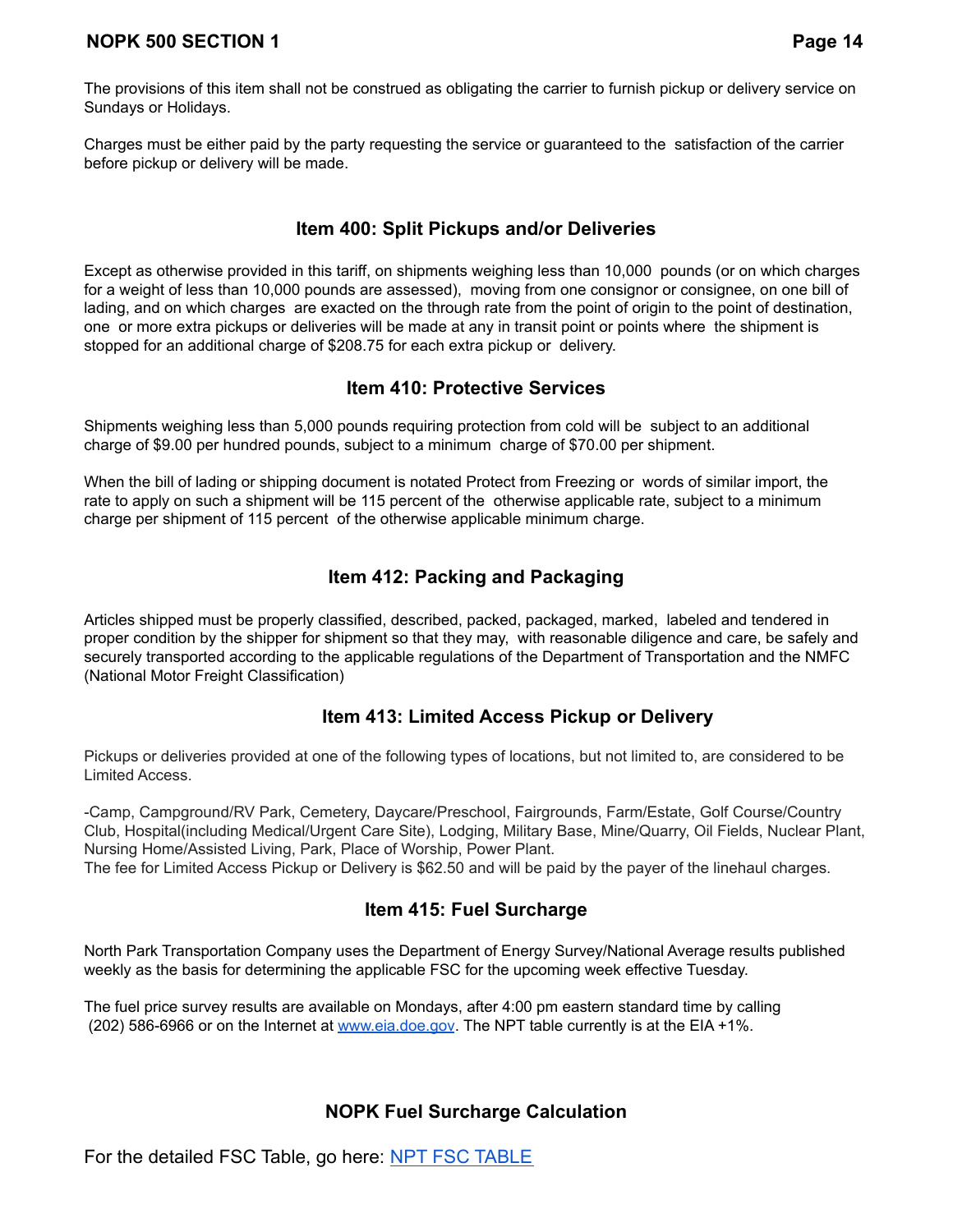The provisions of this item shall not be construed as obligating the carrier to furnish pickup or delivery service on Sundays or Holidays.

Charges must be either paid by the party requesting the service or guaranteed to the satisfaction of the carrier before pickup or delivery will be made.

## Item 400: Split Pickups and/or Deliveries

Except as otherwise provided in this tariff, on shipments weighing less than 10,000 pounds (or on which charges for a weight of less than 10,000 pounds are assessed), moving from one consignor or consignee, on one bill of lading, and on which charges are exacted on the through rate from the point of origin to the point of destination, one or more extra pickups or deliveries will be made at any in transit point or points where the shipment is stopped for an additional charge of $208.75 for each extra pickup or delivery.

## Item 410: Protective Services

Shipments weighing less than 5,000 pounds requiring protection from cold will be subject to an additional charge of $9.00 per hundred pounds, subject to a minimum charge of $70.00 per shipment.

When the bill of lading or shipping document is notated Protect from Freezing or words of similar import, the rate to apply on such a shipment will be 115 percent of the otherwise applicable rate, subject to a minimum charge per shipment of 115 percent of the otherwise applicable minimum charge.

## Item 412: Packing and Packaging

Articles shipped must be properly classified, described, packed, packaged, marked, labeled and tendered in proper condition by the shipper for shipment so that they may, with reasonable diligence and care, be safely and securely transported according to the applicable regulations of the Department of Transportation and the NMFC (National Motor Freight Classification)

## Item 413: Limited Access Pickup or Delivery

Pickups or deliveries provided at one of the following types of locations, but not limited to, are considered to be Limited Access.

-Camp, Campground/RV Park, Cemetery, Daycare/Preschool, Fairgrounds, Farm/Estate, Golf Course/Country Club, Hospital(including Medical/Urgent Care Site), Lodging, Military Base, Mine/Quarry, Oil Fields, Nuclear Plant, Nursing Home/Assisted Living, Park, Place of Worship, Power Plant.
The fee for Limited Access Pickup or Delivery is $62.50 and will be paid by the payer of the linehaul charges.

## Item 415: Fuel Surcharge

North Park Transportation Company uses the Department of Energy Survey/National Average results published weekly as the basis for determining the applicable FSC for the upcoming week effective Tuesday.

The fuel price survey results are available on Mondays, after 4:00 pm eastern standard time by calling (202) 586-6966 or on the Internet at [www.eia.doe.gov](http://www.eia.doe.gov). The NPT table currently is at the EIA +1%.

## NOPK Fuel Surcharge Calculation

For the detailed FSC Table, go here: NPT FSC TABLE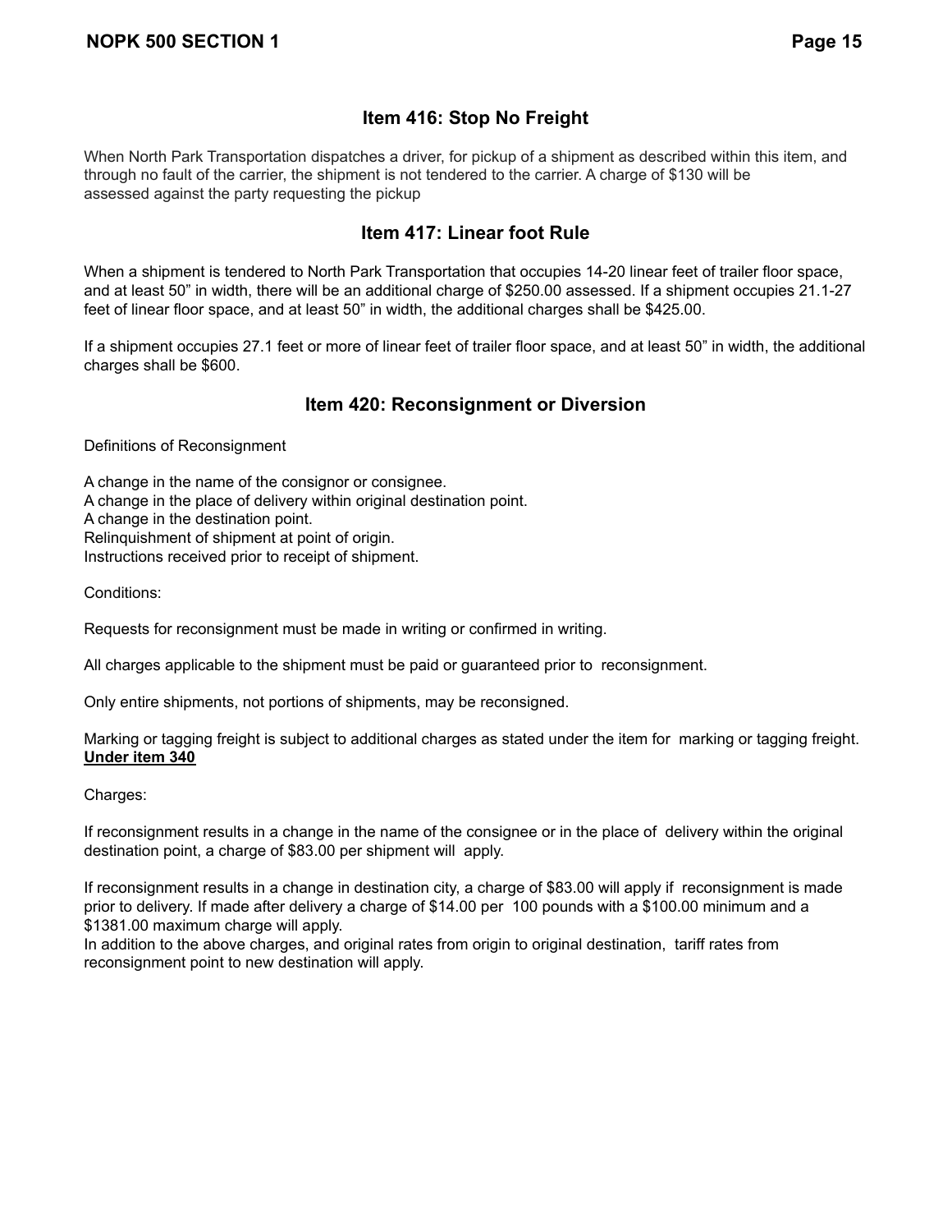## Item 416: Stop No Freight

When North Park Transportation dispatches a driver, for pickup of a shipment as described within this item, and through no fault of the carrier, the shipment is not tendered to the carrier. A charge of $130 will be assessed against the party requesting the pickup

## Item 417: Linear foot Rule

When a shipment is tendered to North Park Transportation that occupies 14-20 linear feet of trailer floor space, and at least 50” in width, there will be an additional charge of $250.00 assessed. If a shipment occupies 21.1-27 feet of linear floor space, and at least 50” in width, the additional charges shall be $425.00.

If a shipment occupies 27.1 feet or more of linear feet of trailer floor space, and at least 50” in width, the additional charges shall be $600.

## Item 420: Reconsignment or Diversion

Definitions of Reconsignment

A change in the name of the consignor or consignee.
A change in the place of delivery within original destination point.
A change in the destination point.
Relinquishment of shipment at point of origin.
Instructions received prior to receipt of shipment.

Conditions:

Requests for reconsignment must be made in writing or confirmed in writing.

All charges applicable to the shipment must be paid or guaranteed prior to reconsignment.

Only entire shipments, not portions of shipments, may be reconsigned.

Marking or tagging freight is subject to additional charges as stated under the item for marking or tagging freight. **Under item 340**

Charges:

If reconsignment results in a change in the name of the consignee or in the place of delivery within the original destination point, a charge of $83.00 per shipment will apply.

If reconsignment results in a change in destination city, a charge of $83.00 will apply if reconsignment is made prior to delivery. If made after delivery a charge of $14.00 per 100 pounds with a $100.00 minimum and a $1381.00 maximum charge will apply.
In addition to the above charges, and original rates from origin to original destination, tariff rates from reconsignment point to new destination will apply.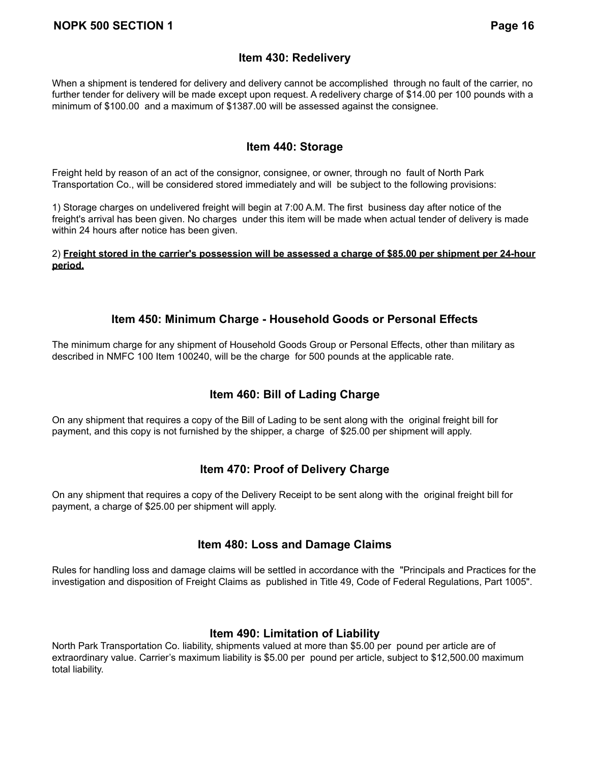## Item 430: Redelivery

When a shipment is tendered for delivery and delivery cannot be accomplished through no fault of the carrier, no further tender for delivery will be made except upon request. A redelivery charge of $14.00 per 100 pounds with a minimum of $100.00 and a maximum of $1387.00 will be assessed against the consignee.

## Item 440: Storage

Freight held by reason of an act of the consignor, consignee, or owner, through no fault of North Park Transportation Co., will be considered stored immediately and will be subject to the following provisions:

1) Storage charges on undelivered freight will begin at 7:00 A.M. The first business day after notice of the freight's arrival has been given. No charges under this item will be made when actual tender of delivery is made within 24 hours after notice has been given.

2) **<u>Freight stored in the carrier's possession will be assessed a charge of $85.00 per shipment per 24-hour period.</u>**

## Item 450: Minimum Charge - Household Goods or Personal Effects

The minimum charge for any shipment of Household Goods Group or Personal Effects, other than military as described in NMFC 100 Item 100240, will be the charge for 500 pounds at the applicable rate.

## Item 460: Bill of Lading Charge

On any shipment that requires a copy of the Bill of Lading to be sent along with the original freight bill for payment, and this copy is not furnished by the shipper, a charge of $25.00 per shipment will apply.

## Item 470: Proof of Delivery Charge

On any shipment that requires a copy of the Delivery Receipt to be sent along with the original freight bill for payment, a charge of $25.00 per shipment will apply.

## Item 480: Loss and Damage Claims

Rules for handling loss and damage claims will be settled in accordance with the "Principals and Practices for the investigation and disposition of Freight Claims as published in Title 49, Code of Federal Regulations, Part 1005".

## Item 490: Limitation of Liability

North Park Transportation Co. liability, shipments valued at more than $5.00 per pound per article are of extraordinary value. Carrier's maximum liability is $5.00 per pound per article, subject to $12,500.00 maximum total liability.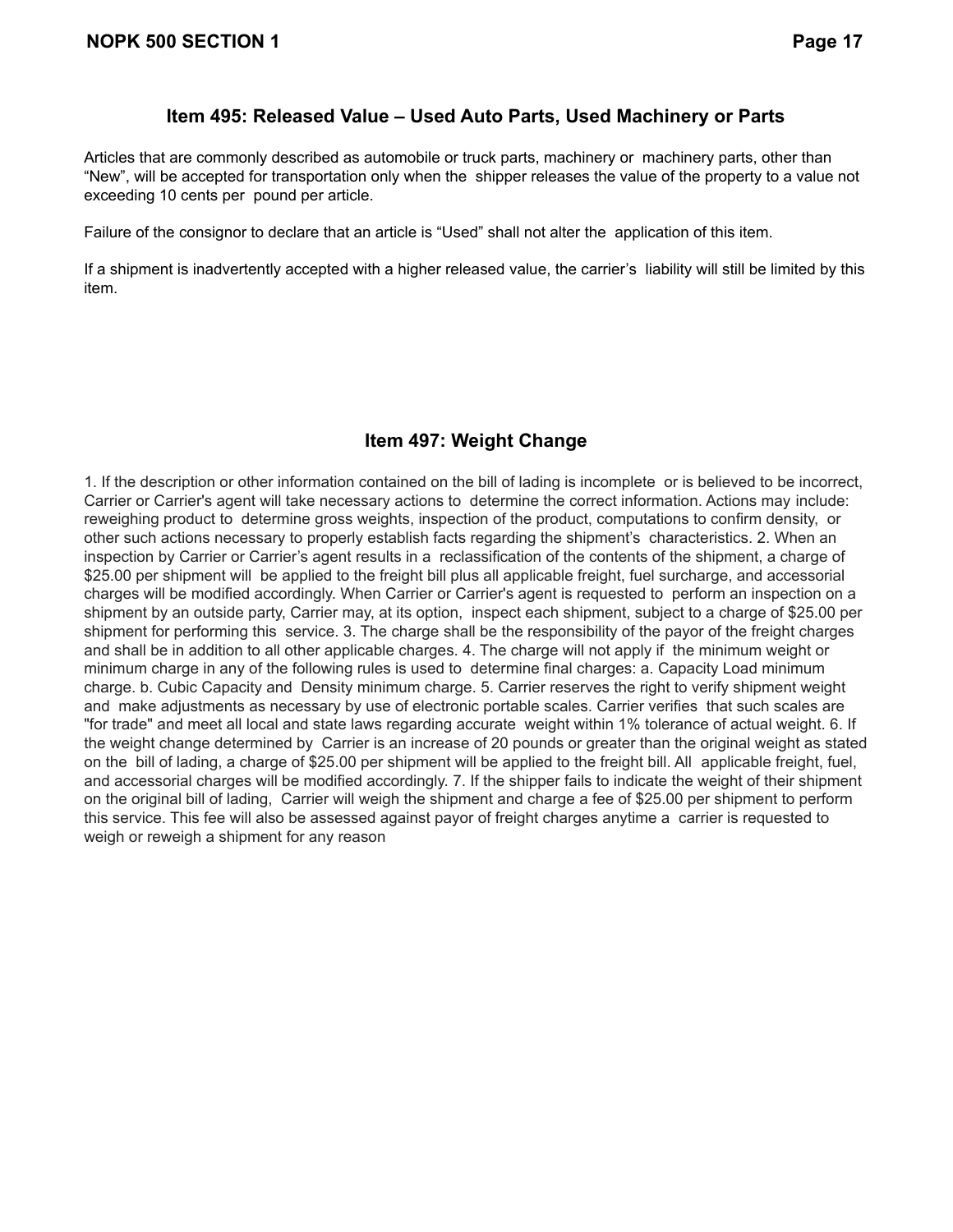## Item 495: Released Value – Used Auto Parts, Used Machinery or Parts

Articles that are commonly described as automobile or truck parts, machinery or machinery parts, other than "New", will be accepted for transportation only when the shipper releases the value of the property to a value not exceeding 10 cents per pound per article.

Failure of the consignor to declare that an article is "Used" shall not alter the application of this item.

If a shipment is inadvertently accepted with a higher released value, the carrier's liability will still be limited by this item.

## Item 497: Weight Change

1. If the description or other information contained on the bill of lading is incomplete or is believed to be incorrect, Carrier or Carrier's agent will take necessary actions to determine the correct information. Actions may include: reweighing product to determine gross weights, inspection of the product, computations to confirm density, or other such actions necessary to properly establish facts regarding the shipment's characteristics. 2. When an inspection by Carrier or Carrier's agent results in a reclassification of the contents of the shipment, a charge of $25.00 per shipment will be applied to the freight bill plus all applicable freight, fuel surcharge, and accessorial charges will be modified accordingly. When Carrier or Carrier's agent is requested to perform an inspection on a shipment by an outside party, Carrier may, at its option, inspect each shipment, subject to a charge of $25.00 per shipment for performing this service. 3. The charge shall be the responsibility of the payor of the freight charges and shall be in addition to all other applicable charges. 4. The charge will not apply if the minimum weight or minimum charge in any of the following rules is used to determine final charges: a. Capacity Load minimum charge. b. Cubic Capacity and Density minimum charge. 5. Carrier reserves the right to verify shipment weight and make adjustments as necessary by use of electronic portable scales. Carrier verifies that such scales are "for trade" and meet all local and state laws regarding accurate weight within 1% tolerance of actual weight. 6. If the weight change determined by Carrier is an increase of 20 pounds or greater than the original weight as stated on the bill of lading, a charge of $25.00 per shipment will be applied to the freight bill. All applicable freight, fuel, and accessorial charges will be modified accordingly. 7. If the shipper fails to indicate the weight of their shipment on the original bill of lading, Carrier will weigh the shipment and charge a fee of $25.00 per shipment to perform this service. This fee will also be assessed against payor of freight charges anytime a carrier is requested to weigh or reweigh a shipment for any reason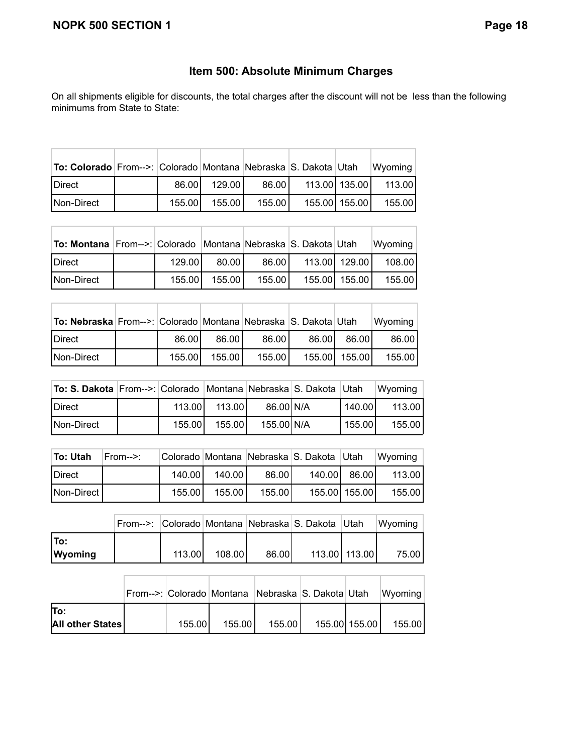## Item 500: Absolute Minimum Charges

On all shipments eligible for discounts, the total charges after the discount will not be less than the following minimums from State to State:

| To: Colorado | From-->: | Colorado | Montana | Nebraska | S. Dakota | Utah | Wyoming |
|---|---|---|---|---|---|---|---|
| Direct | | 86.00 | 129.00 | 86.00 | 113.00 | 135.00 | 113.00 |
| Non-Direct | | 155.00 | 155.00 | 155.00 | 155.00 | 155.00 | 155.00 |

| To: Montana | From-->: | Colorado | Montana | Nebraska | S. Dakota | Utah | Wyoming |
|---|---|---|---|---|---|---|---|
| Direct | | 129.00 | 80.00 | 86.00 | 113.00 | 129.00 | 108.00 |
| Non-Direct | | 155.00 | 155.00 | 155.00 | 155.00 | 155.00 | 155.00 |

| To: Nebraska | From-->: | Colorado | Montana | Nebraska | S. Dakota | Utah | Wyoming |
|---|---|---|---|---|---|---|---|
| Direct | | 86.00 | 86.00 | 86.00 | 86.00 | 86.00 | 86.00 |
| Non-Direct | | 155.00 | 155.00 | 155.00 | 155.00 | 155.00 | 155.00 |

| To: S. Dakota | From-->: | Colorado | Montana | Nebraska | S. Dakota | Utah | Wyoming |
|---|---|---|---|---|---|---|---|
| Direct | | 113.00 | 113.00 | 86.00 | N/A | 140.00 | 113.00 |
| Non-Direct | | 155.00 | 155.00 | 155.00 | N/A | 155.00 | 155.00 |

| To: Utah | From-->: | Colorado | Montana | Nebraska | S. Dakota | Utah | Wyoming |
|---|---|---|---|---|---|---|---|
| Direct | | 140.00 | 140.00 | 86.00 | 140.00 | 86.00 | 113.00 |
| Non-Direct | | 155.00 | 155.00 | 155.00 | 155.00 | 155.00 | 155.00 |

| | From-->: | Colorado | Montana | Nebraska | S. Dakota | Utah | Wyoming |
|---|---|---|---|---|---|---|---|
| To: Wyoming | | 113.00 | 108.00 | 86.00 | 113.00 | 113.00 | 75.00 |

| | From-->: | Colorado | Montana | Nebraska | S. Dakota | Utah | Wyoming |
|---|---|---|---|---|---|---|---|
| To: All other States | | 155.00 | 155.00 | 155.00 | 155.00 | 155.00 | 155.00 |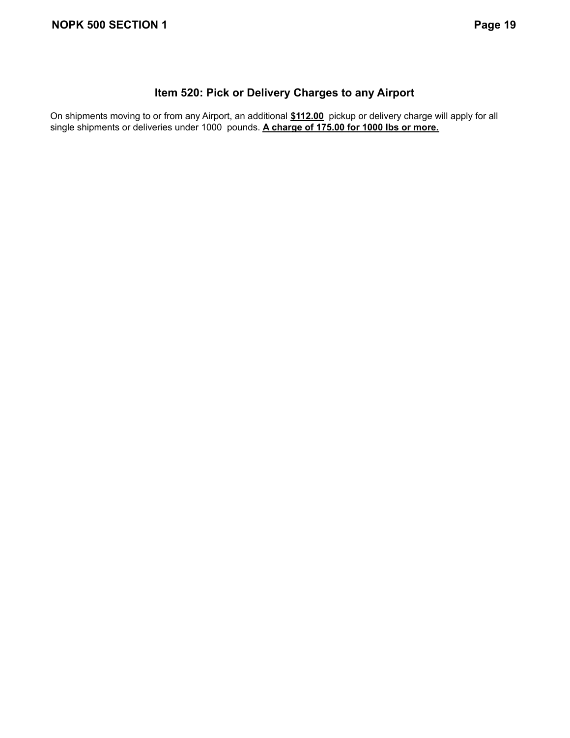## Item 520: Pick or Delivery Charges to any Airport

On shipments moving to or from any Airport, an additional **$112.00** pickup or delivery charge will apply for all single shipments or deliveries under 1000 pounds. **A charge of 175.00 for 1000 lbs or more.**